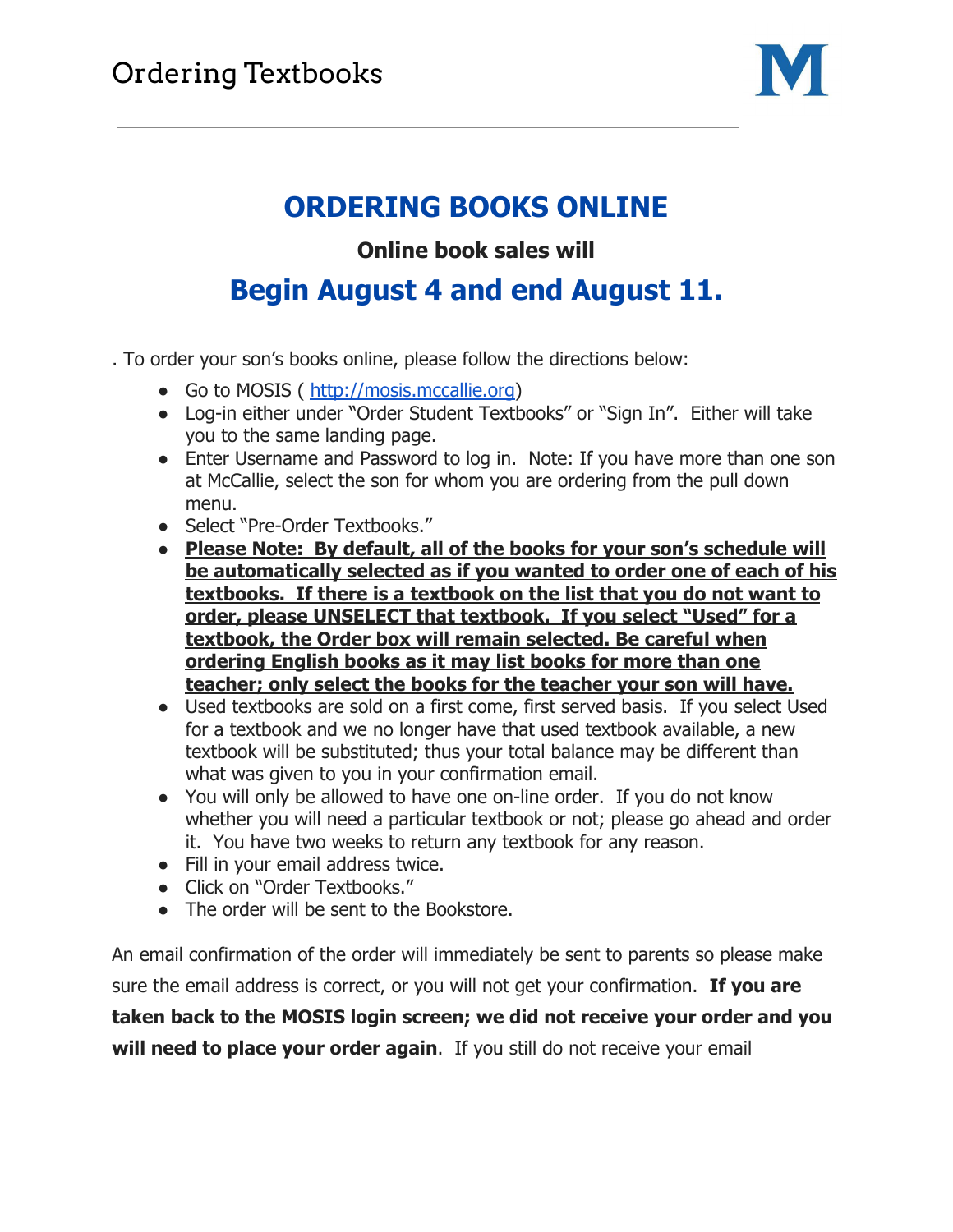# Ordering Textbooks

## ORDERING BOOKS ONLINE

### Online book sales will

## Begin August 4 and end August 11.

. To order your son's books online, please follow the directions below:

- Go to MOSIS ( http://mosis.mccallie.org)
- Log-in either under "Order Student Textbooks" or "Sign In". Either will take you to the same landing page.
- Enter Username and Password to log in. Note: If you have more than one son at McCallie, select the son for whom you are ordering from the pull down menu.
- Select "Pre-Order Textbooks."
- **Please Note: By default, all of the books for your son's schedule will be automatically selected as if you wanted to order one of each of his textbooks. If there is a textbook on the list that you do not want to order, please UNSELECT that textbook. If you select "Used" for a textbook, the Order box will remain selected. Be careful when ordering English books as it may list books for more than one teacher; only select the books for the teacher your son will have.**
- Used textbooks are sold on a first come, first served basis. If you select Used for a textbook and we no longer have that used textbook available, a new textbook will be substituted; thus your total balance may be different than what was given to you in your confirmation email.
- You will only be allowed to have one on-line order. If you do not know whether you will need a particular textbook or not; please go ahead and order it. You have two weeks to return any textbook for any reason.
- Fill in your email address twice.
- Click on "Order Textbooks."
- The order will be sent to the Bookstore.

An email confirmation of the order will immediately be sent to parents so please make sure the email address is correct, or you will not get your confirmation. **If you are taken back to the MOSIS login screen; we did not receive your order and you will need to place your order again**. If you still do not receive your email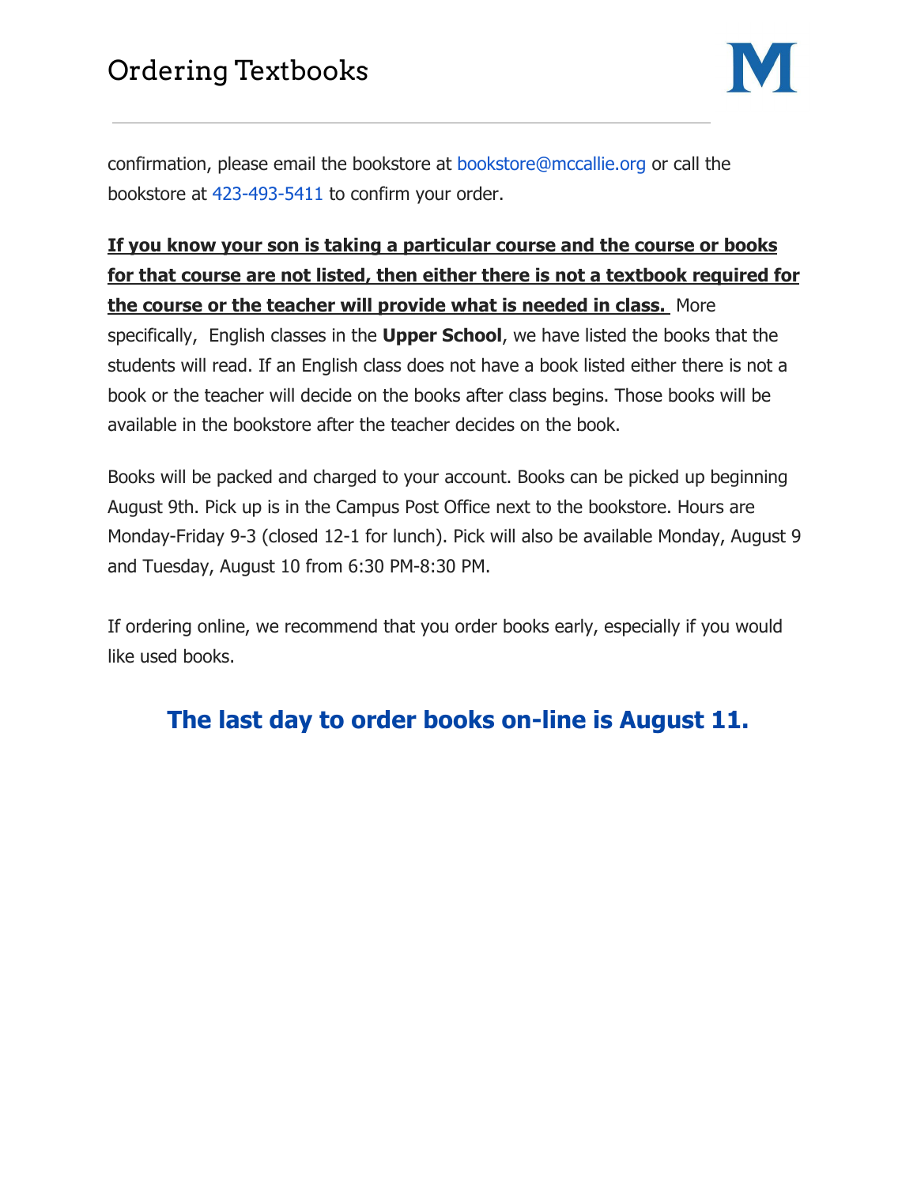confirmation, please email the bookstore at bookstore@mccallie.org or call the bookstore at 423-493-5411 to confirm your order.

**If you know your son is taking a particular course and the course or books for that course are not listed, then either there is not a textbook required for the course or the teacher will provide what is needed in class.** More specifically, English classes in the **Upper School**, we have listed the books that the students will read. If an English class does not have a book listed either there is not a book or the teacher will decide on the books after class begins. Those books will be available in the bookstore after the teacher decides on the book.

Books will be packed and charged to your account. Books can be picked up beginning August 9th. Pick up is in the Campus Post Office next to the bookstore. Hours are Monday-Friday 9-3 (closed 12-1 for lunch). Pick will also be available Monday, August 9 and Tuesday, August 10 from 6:30 PM-8:30 PM.

If ordering online, we recommend that you order books early, especially if you would like used books.

## The last day to order books on-line is August 11.